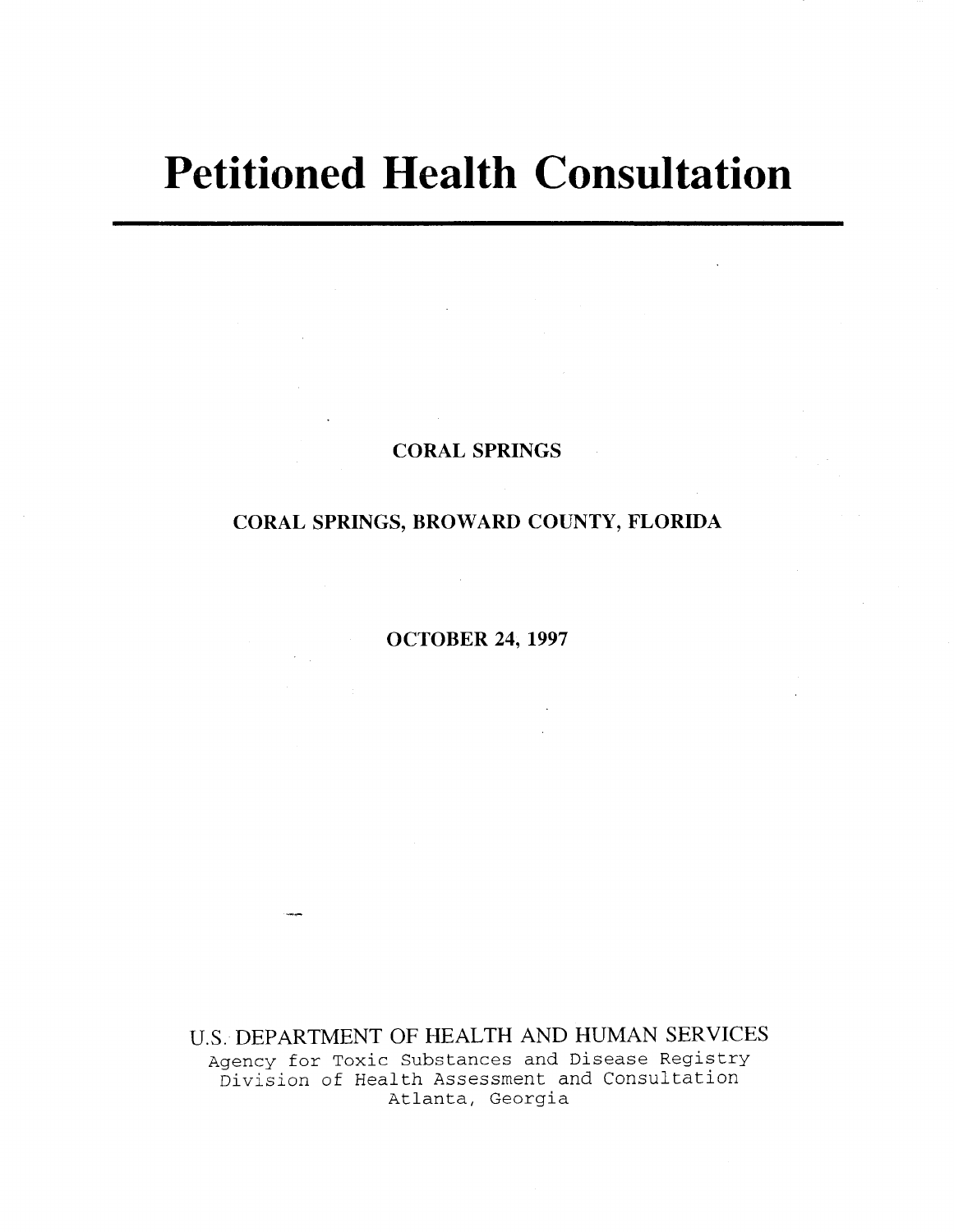# Petitioned Health Consultation

CORAL SPRINGS

CORAL SPRINGS, BROWARD COUNTY, FLORIDA

OCTOBER 24, 1997

U.S. DEPARTMENT OF HEALTH AND HUMAN SERVICES
Agency for Toxic Substances and Disease Registry
Division of Health Assessment and Consultation
Atlanta, Georgia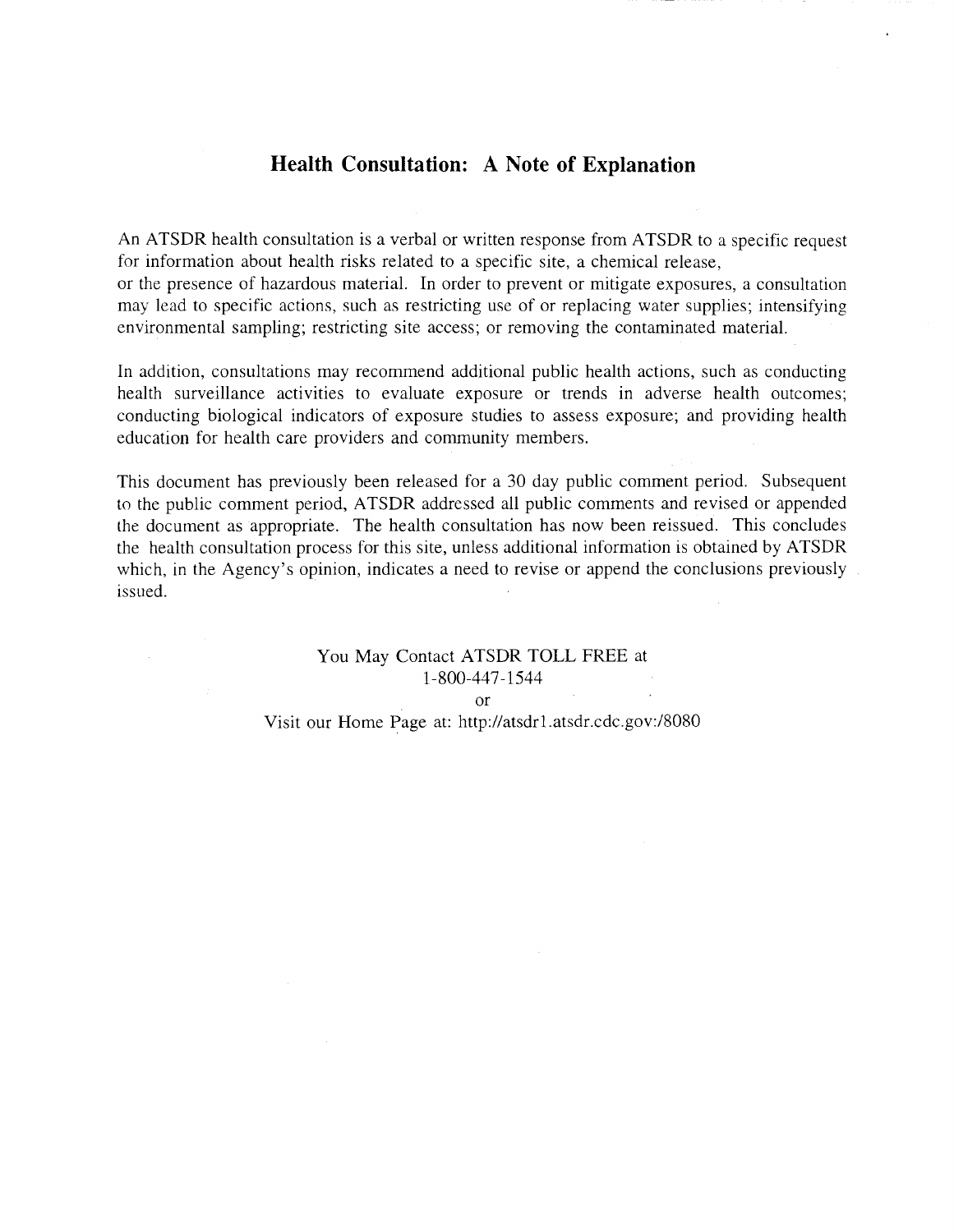# Health Consultation: A Note of Explanation

An ATSDR health consultation is a verbal or written response from ATSDR to a specific request for information about health risks related to a specific site, a chemical release, or the presence of hazardous material. In order to prevent or mitigate exposures, a consultation may lead to specific actions, such as restricting use of or replacing water supplies; intensifying environmental sampling; restricting site access; or removing the contaminated material.

In addition, consultations may recommend additional public health actions, such as conducting health surveillance activities to evaluate exposure or trends in adverse health outcomes; conducting biological indicators of exposure studies to assess exposure; and providing health education for health care providers and community members.

This document has previously been released for a 30 day public comment period. Subsequent to the public comment period, ATSDR addressed all public comments and revised or appended the document as appropriate. The health consultation has now been reissued. This concludes the health consultation process for this site, unless additional information is obtained by ATSDR which, in the Agency's opinion, indicates a need to revise or append the conclusions previously issued.

You May Contact ATSDR TOLL FREE at
1-800-447-1544
or
Visit our Home Page at: http://atsdr1.atsdr.cdc.gov:/8080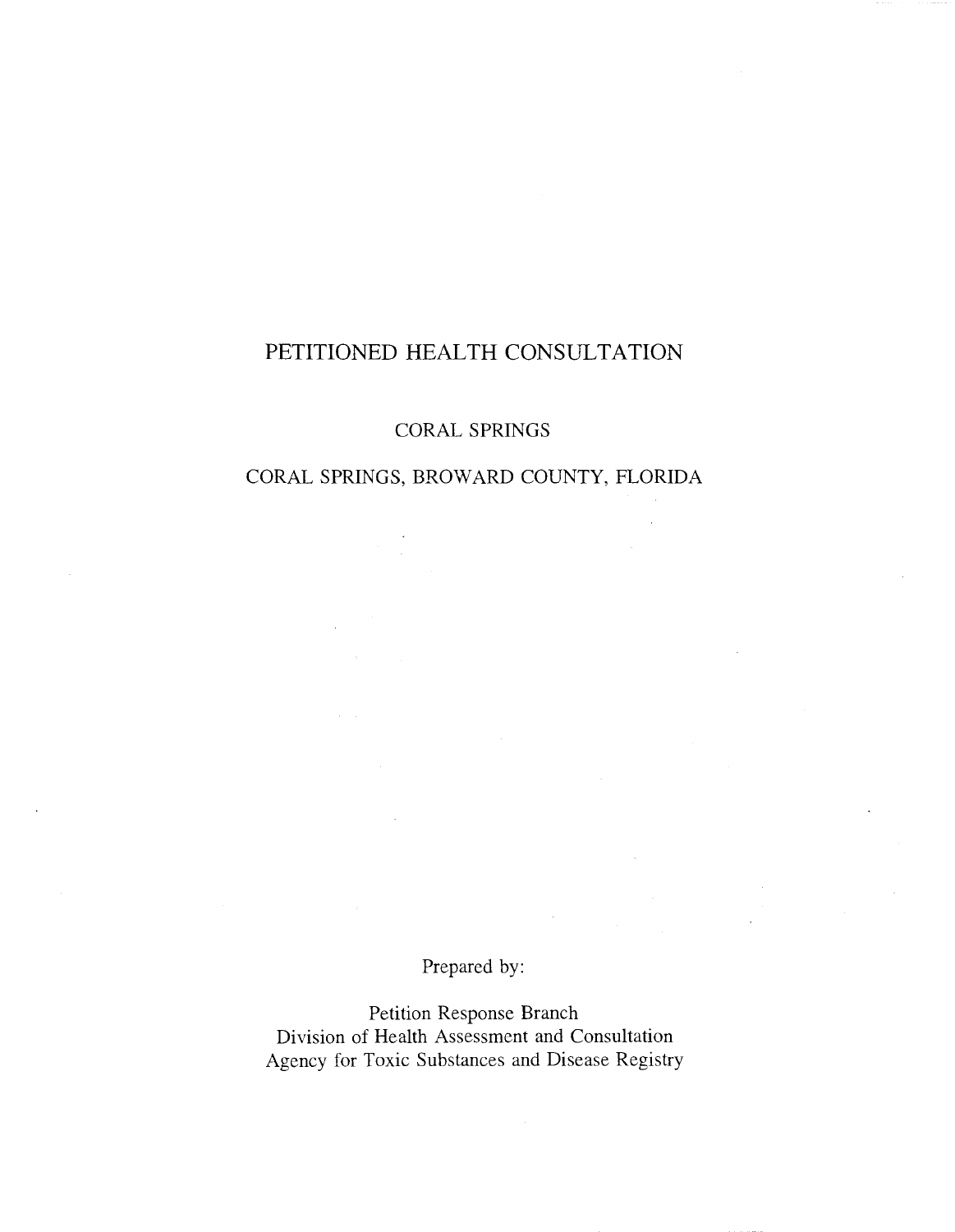# PETITIONED HEALTH CONSULTATION

## CORAL SPRINGS

## CORAL SPRINGS, BROWARD COUNTY, FLORIDA

Prepared by:

Petition Response Branch
Division of Health Assessment and Consultation
Agency for Toxic Substances and Disease Registry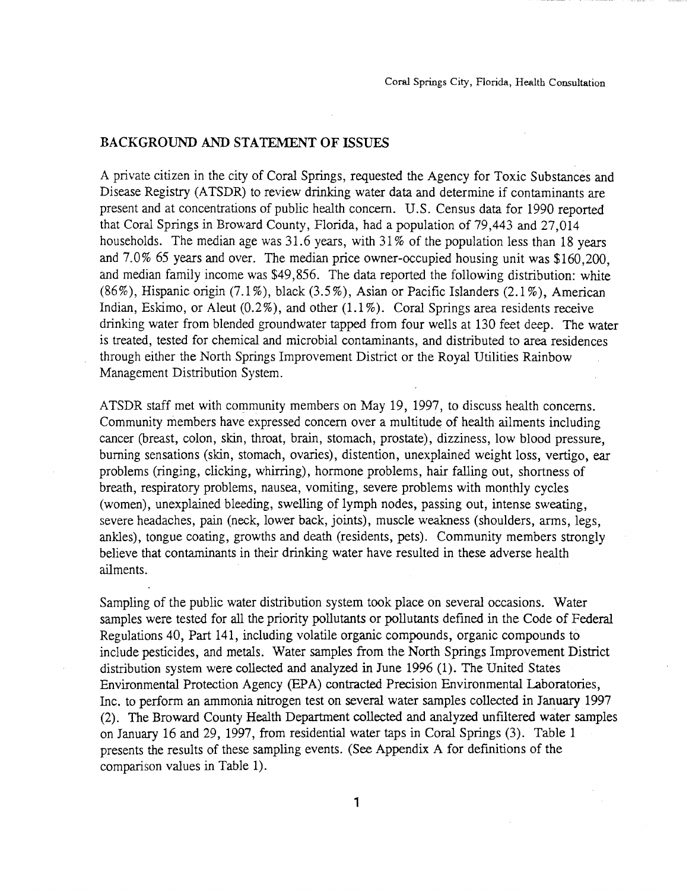## BACKGROUND AND STATEMENT OF ISSUES

A private citizen in the city of Coral Springs, requested the Agency for Toxic Substances and Disease Registry (ATSDR) to review drinking water data and determine if contaminants are present and at concentrations of public health concern. U.S. Census data for 1990 reported that Coral Springs in Broward County, Florida, had a population of 79,443 and 27,014 households. The median age was 31.6 years, with 31% of the population less than 18 years and 7.0% 65 years and over. The median price owner-occupied housing unit was $160,200, and median family income was $49,856. The data reported the following distribution: white (86%), Hispanic origin (7.1%), black (3.5%), Asian or Pacific Islanders (2.1%), American Indian, Eskimo, or Aleut (0.2%), and other (1.1%). Coral Springs area residents receive drinking water from blended groundwater tapped from four wells at 130 feet deep. The water is treated, tested for chemical and microbial contaminants, and distributed to area residences through either the North Springs Improvement District or the Royal Utilities Rainbow Management Distribution System.

ATSDR staff met with community members on May 19, 1997, to discuss health concerns. Community members have expressed concern over a multitude of health ailments including cancer (breast, colon, skin, throat, brain, stomach, prostate), dizziness, low blood pressure, burning sensations (skin, stomach, ovaries), distention, unexplained weight loss, vertigo, ear problems (ringing, clicking, whirring), hormone problems, hair falling out, shortness of breath, respiratory problems, nausea, vomiting, severe problems with monthly cycles (women), unexplained bleeding, swelling of lymph nodes, passing out, intense sweating, severe headaches, pain (neck, lower back, joints), muscle weakness (shoulders, arms, legs, ankles), tongue coating, growths and death (residents, pets). Community members strongly believe that contaminants in their drinking water have resulted in these adverse health ailments.

Sampling of the public water distribution system took place on several occasions. Water samples were tested for all the priority pollutants or pollutants defined in the Code of Federal Regulations 40, Part 141, including volatile organic compounds, organic compounds to include pesticides, and metals. Water samples from the North Springs Improvement District distribution system were collected and analyzed in June 1996 (1). The United States Environmental Protection Agency (EPA) contracted Precision Environmental Laboratories, Inc. to perform an ammonia nitrogen test on several water samples collected in January 1997 (2). The Broward County Health Department collected and analyzed unfiltered water samples on January 16 and 29, 1997, from residential water taps in Coral Springs (3). Table 1 presents the results of these sampling events. (See Appendix A for definitions of the comparison values in Table 1).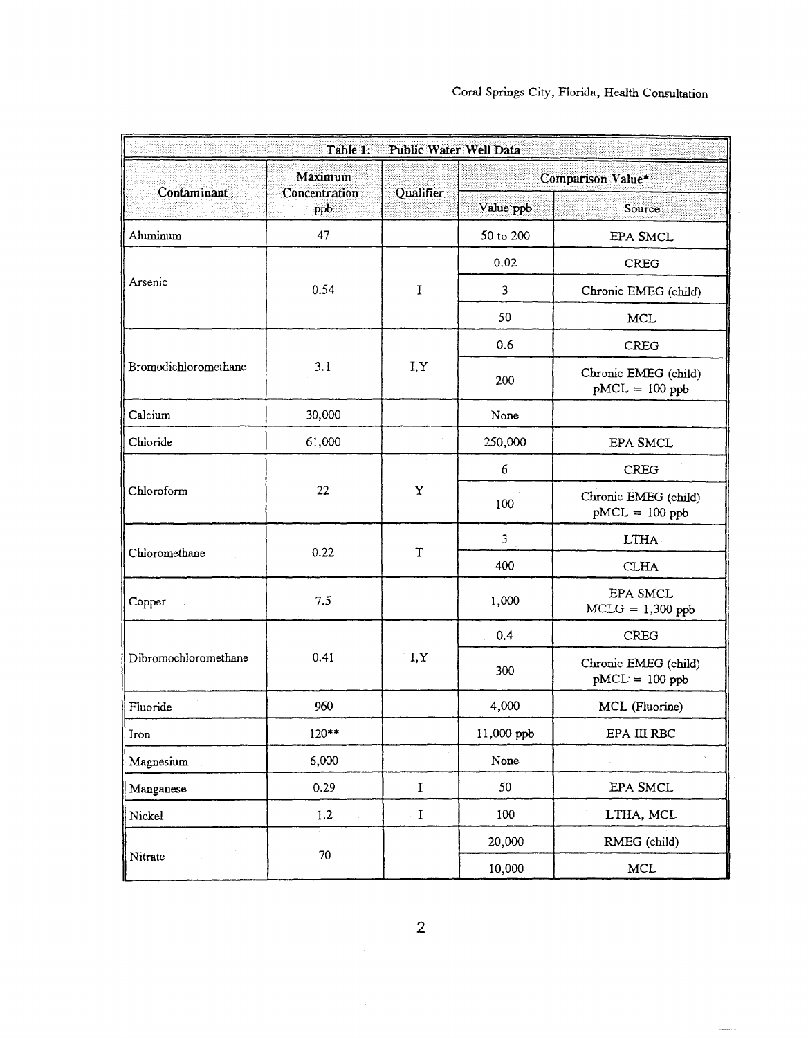| Table 1: Public Water Well Data | | | | |
|---|---|---|---|---|
| Contaminant | Maximum Concentration ppb | Qualifier | Comparison Value* | |
| | | | Value ppb | Source |
| Aluminum | 47 | | 50 to 200 | EPA SMCL |
| Arsenic | 0.54 | I | 0.02 | CREG |
| | | | 3 | Chronic EMEG (child) |
| | | | 50 | MCL |
| Bromodichloromethane | 3.1 | I,Y | 0.6 | CREG |
| | | | 200 | Chronic EMEG (child) pMCL = 100 ppb |
| Calcium | 30,000 | | None | |
| Chloride | 61,000 | | 250,000 | EPA SMCL |
| Chloroform | 22 | Y | 6 | CREG |
| | | | 100 | Chronic EMEG (child) pMCL = 100 ppb |
| Chloromethane | 0.22 | T | 3 | LTHA |
| | | | 400 | CLHA |
| Copper | 7.5 | | 1,000 | EPA SMCL MCLG = 1,300 ppb |
| Dibromochloromethane | 0.41 | I,Y | 0.4 | CREG |
| | | | 300 | Chronic EMEG (child) pMCL = 100 ppb |
| Fluoride | 960 | | 4,000 | MCL (Fluorine) |
| Iron | 120** | | 11,000 ppb | EPA III RBC |
| Magnesium | 6,000 | | None | |
| Manganese | 0.29 | I | 50 | EPA SMCL |
| Nickel | 1.2 | I | 100 | LTHA, MCL |
| Nitrate | 70 | | 20,000 | RMEG (child) |
| | | | 10,000 | MCL |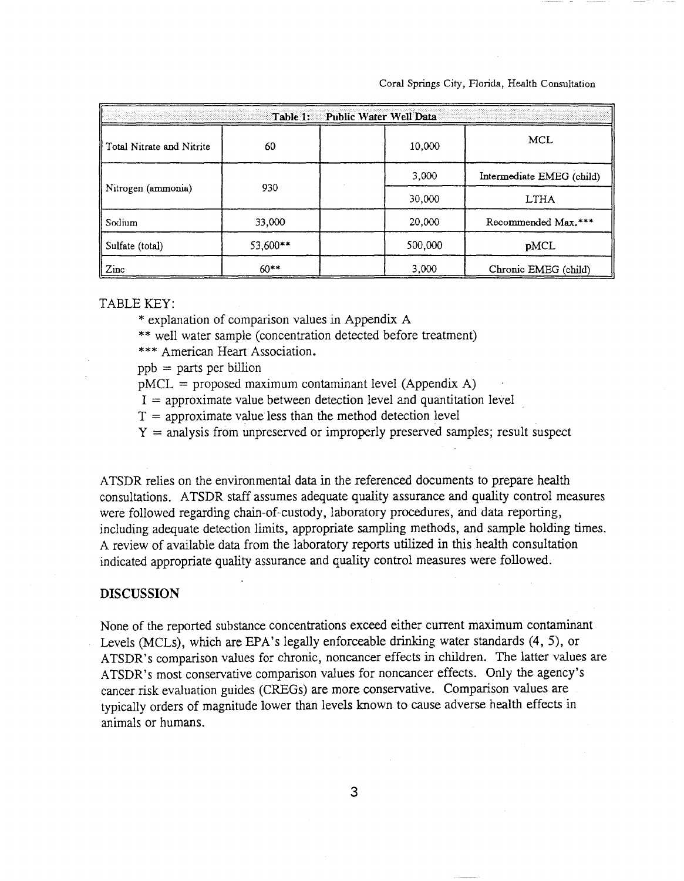| Table 1: Public Water Well Data | | | | |
|---|---|---|---|---|
| Total Nitrate and Nitrite | 60 | | 10,000 | MCL |
| Nitrogen (ammonia) | 930 | | 3,000 | Intermediate EMEG (child) |
| | | | 30,000 | LTHA |
| Sodium | 33,000 | | 20,000 | Recommended Max.*** |
| Sulfate (total) | 53,600** | | 500,000 | pMCL |
| Zinc | 60** | | 3,000 | Chronic EMEG (child) |

TABLE KEY:

- * explanation of comparison values in Appendix A
- ** well water sample (concentration detected before treatment)
- *** American Heart Association.
- ppb = parts per billion
- pMCL = proposed maximum contaminant level (Appendix A)
- I = approximate value between detection level and quantitation level
- T = approximate value less than the method detection level
- Y = analysis from unpreserved or improperly preserved samples; result suspect

ATSDR relies on the environmental data in the referenced documents to prepare health consultations. ATSDR staff assumes adequate quality assurance and quality control measures were followed regarding chain-of-custody, laboratory procedures, and data reporting, including adequate detection limits, appropriate sampling methods, and sample holding times. A review of available data from the laboratory reports utilized in this health consultation indicated appropriate quality assurance and quality control measures were followed.

## DISCUSSION

None of the reported substance concentrations exceed either current maximum contaminant Levels (MCLs), which are EPA's legally enforceable drinking water standards (4, 5), or ATSDR's comparison values for chronic, noncancer effects in children. The latter values are ATSDR's most conservative comparison values for noncancer effects. Only the agency's cancer risk evaluation guides (CREGs) are more conservative. Comparison values are typically orders of magnitude lower than levels known to cause adverse health effects in animals or humans.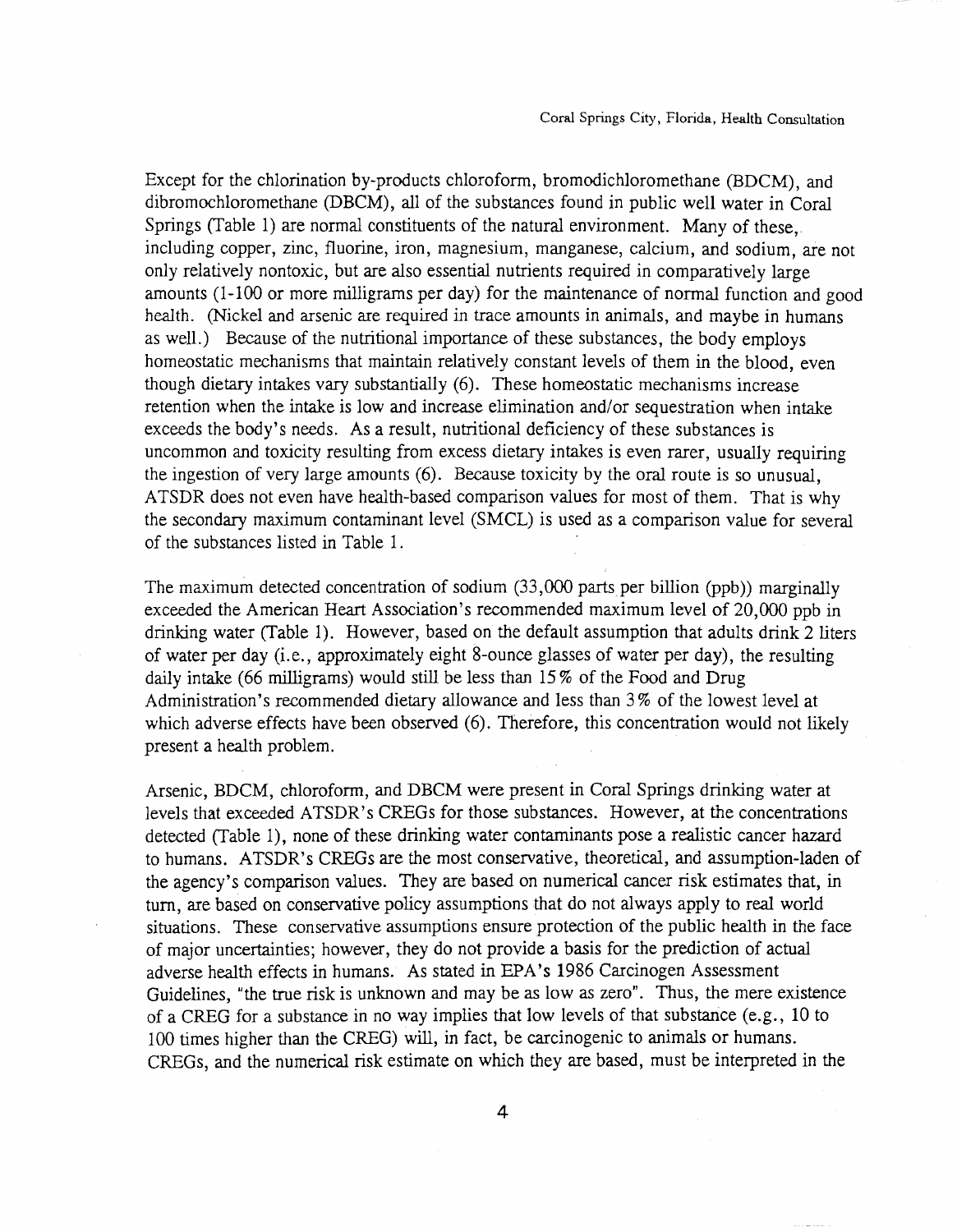Except for the chlorination by-products chloroform, bromodichloromethane (BDCM), and dibromochloromethane (DBCM), all of the substances found in public well water in Coral Springs (Table 1) are normal constituents of the natural environment. Many of these, including copper, zinc, fluorine, iron, magnesium, manganese, calcium, and sodium, are not only relatively nontoxic, but are also essential nutrients required in comparatively large amounts (1-100 or more milligrams per day) for the maintenance of normal function and good health. (Nickel and arsenic are required in trace amounts in animals, and maybe in humans as well.) Because of the nutritional importance of these substances, the body employs homeostatic mechanisms that maintain relatively constant levels of them in the blood, even though dietary intakes vary substantially (6). These homeostatic mechanisms increase retention when the intake is low and increase elimination and/or sequestration when intake exceeds the body's needs. As a result, nutritional deficiency of these substances is uncommon and toxicity resulting from excess dietary intakes is even rarer, usually requiring the ingestion of very large amounts (6). Because toxicity by the oral route is so unusual, ATSDR does not even have health-based comparison values for most of them. That is why the secondary maximum contaminant level (SMCL) is used as a comparison value for several of the substances listed in Table 1.

The maximum detected concentration of sodium (33,000 parts per billion (ppb)) marginally exceeded the American Heart Association's recommended maximum level of 20,000 ppb in drinking water (Table 1). However, based on the default assumption that adults drink 2 liters of water per day (i.e., approximately eight 8-ounce glasses of water per day), the resulting daily intake (66 milligrams) would still be less than 15% of the Food and Drug Administration's recommended dietary allowance and less than 3% of the lowest level at which adverse effects have been observed (6). Therefore, this concentration would not likely present a health problem.

Arsenic, BDCM, chloroform, and DBCM were present in Coral Springs drinking water at levels that exceeded ATSDR's CREGs for those substances. However, at the concentrations detected (Table 1), none of these drinking water contaminants pose a realistic cancer hazard to humans. ATSDR's CREGs are the most conservative, theoretical, and assumption-laden of the agency's comparison values. They are based on numerical cancer risk estimates that, in turn, are based on conservative policy assumptions that do not always apply to real world situations. These conservative assumptions ensure protection of the public health in the face of major uncertainties; however, they do not provide a basis for the prediction of actual adverse health effects in humans. As stated in EPA's 1986 Carcinogen Assessment Guidelines, "the true risk is unknown and may be as low as zero". Thus, the mere existence of a CREG for a substance in no way implies that low levels of that substance (e.g., 10 to 100 times higher than the CREG) will, in fact, be carcinogenic to animals or humans. CREGs, and the numerical risk estimate on which they are based, must be interpreted in the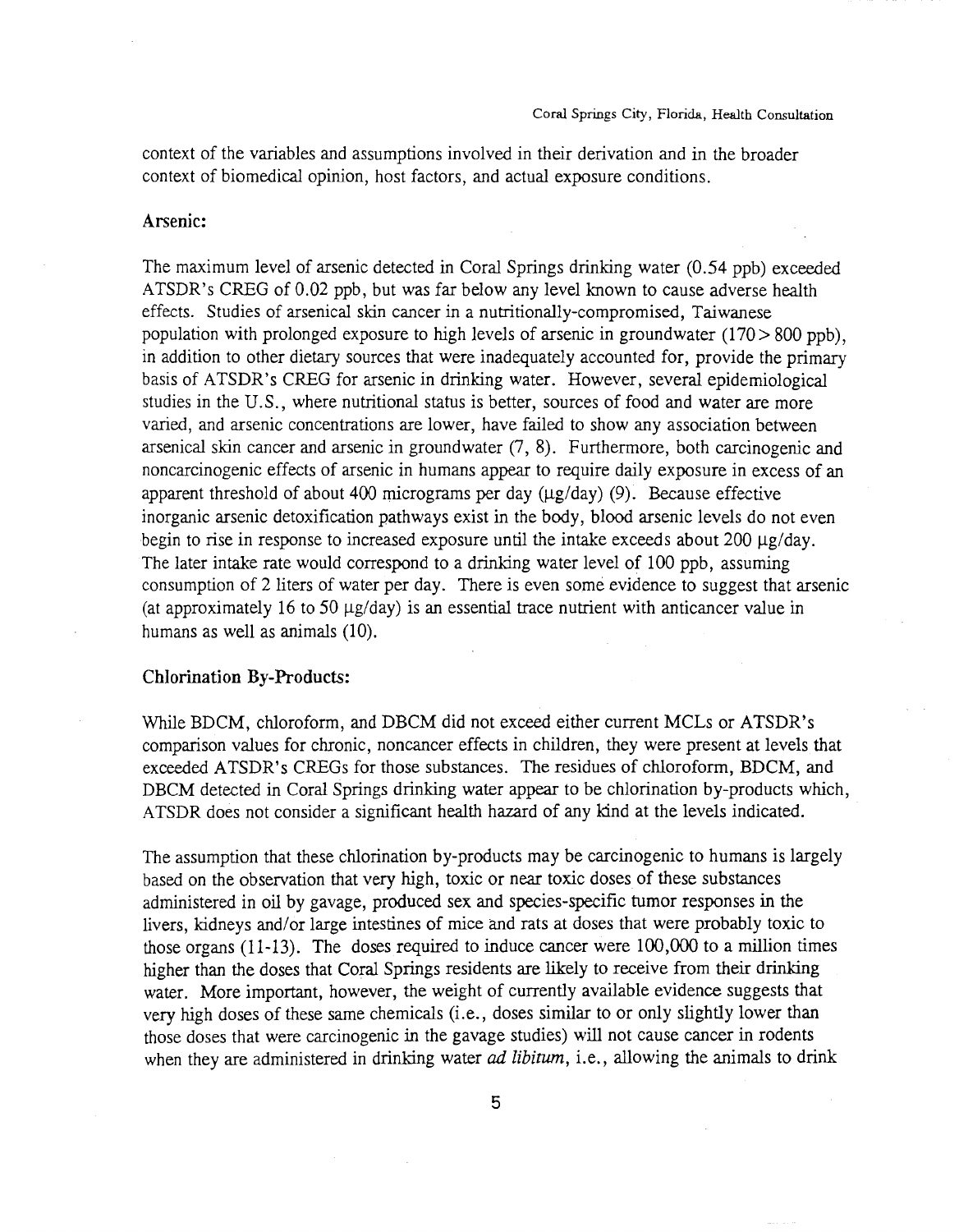context of the variables and assumptions involved in their derivation and in the broader context of biomedical opinion, host factors, and actual exposure conditions.

### Arsenic:

The maximum level of arsenic detected in Coral Springs drinking water (0.54 ppb) exceeded ATSDR's CREG of 0.02 ppb, but was far below any level known to cause adverse health effects. Studies of arsenical skin cancer in a nutritionally-compromised, Taiwanese population with prolonged exposure to high levels of arsenic in groundwater (170 > 800 ppb), in addition to other dietary sources that were inadequately accounted for, provide the primary basis of ATSDR's CREG for arsenic in drinking water. However, several epidemiological studies in the U.S., where nutritional status is better, sources of food and water are more varied, and arsenic concentrations are lower, have failed to show any association between arsenical skin cancer and arsenic in groundwater (7, 8). Furthermore, both carcinogenic and noncarcinogenic effects of arsenic in humans appear to require daily exposure in excess of an apparent threshold of about 400 micrograms per day ($\mu$g/day) (9). Because effective inorganic arsenic detoxification pathways exist in the body, blood arsenic levels do not even begin to rise in response to increased exposure until the intake exceeds about 200 $\mu$g/day. The later intake rate would correspond to a drinking water level of 100 ppb, assuming consumption of 2 liters of water per day. There is even some evidence to suggest that arsenic (at approximately 16 to 50 $\mu$g/day) is an essential trace nutrient with anticancer value in humans as well as animals (10).

### Chlorination By-Products:

While BDCM, chloroform, and DBCM did not exceed either current MCLs or ATSDR's comparison values for chronic, noncancer effects in children, they were present at levels that exceeded ATSDR's CREGs for those substances. The residues of chloroform, BDCM, and DBCM detected in Coral Springs drinking water appear to be chlorination by-products which, ATSDR does not consider a significant health hazard of any kind at the levels indicated.

The assumption that these chlorination by-products may be carcinogenic to humans is largely based on the observation that very high, toxic or near toxic doses of these substances administered in oil by gavage, produced sex and species-specific tumor responses in the livers, kidneys and/or large intestines of mice and rats at doses that were probably toxic to those organs (11-13). The doses required to induce cancer were 100,000 to a million times higher than the doses that Coral Springs residents are likely to receive from their drinking water. More important, however, the weight of currently available evidence suggests that very high doses of these same chemicals (i.e., doses similar to or only slightly lower than those doses that were carcinogenic in the gavage studies) will not cause cancer in rodents when they are administered in drinking water *ad libitum*, i.e., allowing the animals to drink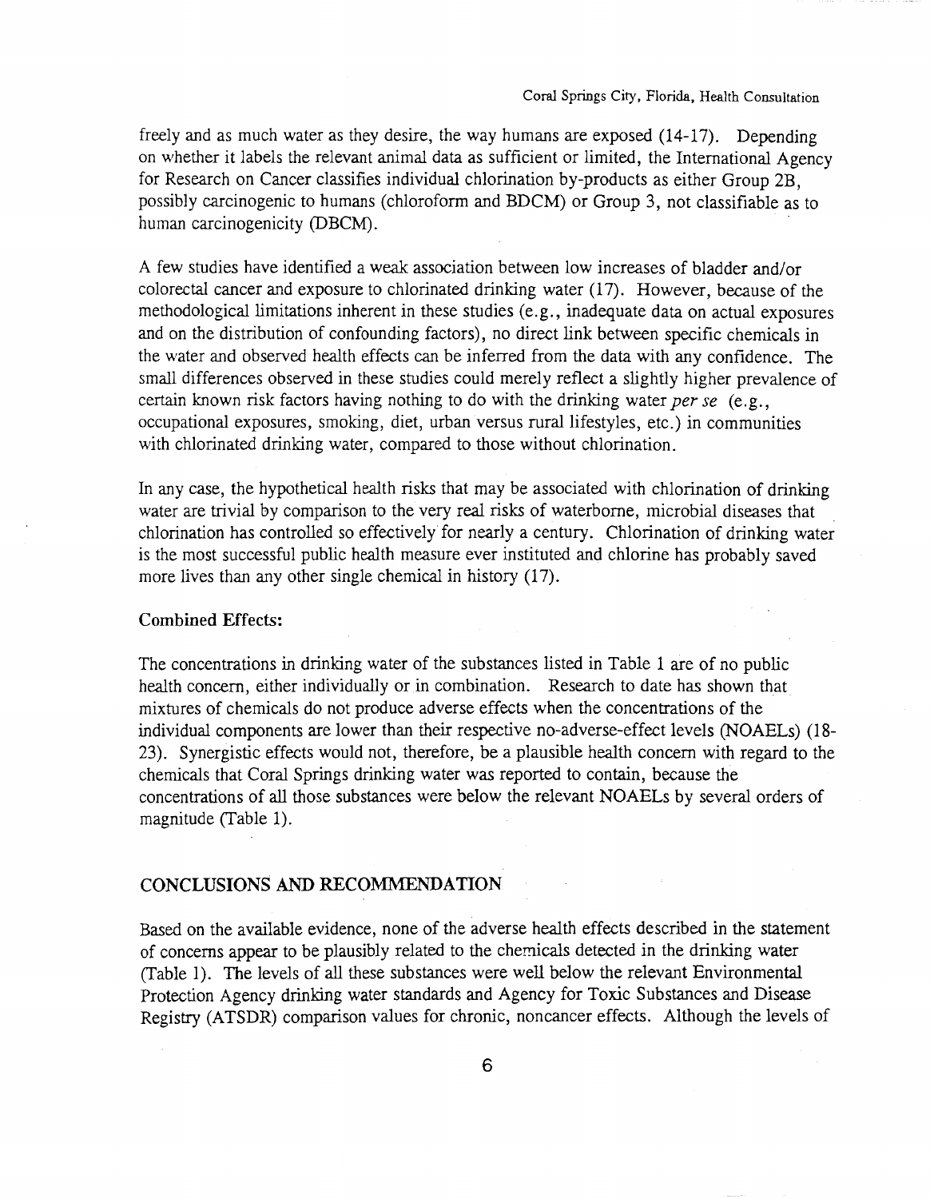freely and as much water as they desire, the way humans are exposed (14-17). Depending on whether it labels the relevant animal data as sufficient or limited, the International Agency for Research on Cancer classifies individual chlorination by-products as either Group 2B, possibly carcinogenic to humans (chloroform and BDCM) or Group 3, not classifiable as to human carcinogenicity (DBCM).

A few studies have identified a weak association between low increases of bladder and/or colorectal cancer and exposure to chlorinated drinking water (17). However, because of the methodological limitations inherent in these studies (e.g., inadequate data on actual exposures and on the distribution of confounding factors), no direct link between specific chemicals in the water and observed health effects can be inferred from the data with any confidence. The small differences observed in these studies could merely reflect a slightly higher prevalence of certain known risk factors having nothing to do with the drinking water *per se* (e.g., occupational exposures, smoking, diet, urban versus rural lifestyles, etc.) in communities with chlorinated drinking water, compared to those without chlorination.

In any case, the hypothetical health risks that may be associated with chlorination of drinking water are trivial by comparison to the very real risks of waterborne, microbial diseases that chlorination has controlled so effectively for nearly a century. Chlorination of drinking water is the most successful public health measure ever instituted and chlorine has probably saved more lives than any other single chemical in history (17).

### Combined Effects:

The concentrations in drinking water of the substances listed in Table 1 are of no public health concern, either individually or in combination. Research to date has shown that mixtures of chemicals do not produce adverse effects when the concentrations of the individual components are lower than their respective no-adverse-effect levels (NOAELs) (18-23). Synergistic effects would not, therefore, be a plausible health concern with regard to the chemicals that Coral Springs drinking water was reported to contain, because the concentrations of all those substances were below the relevant NOAELs by several orders of magnitude (Table 1).

## CONCLUSIONS AND RECOMMENDATION

Based on the available evidence, none of the adverse health effects described in the statement of concerns appear to be plausibly related to the chemicals detected in the drinking water (Table 1). The levels of all these substances were well below the relevant Environmental Protection Agency drinking water standards and Agency for Toxic Substances and Disease Registry (ATSDR) comparison values for chronic, noncancer effects. Although the levels of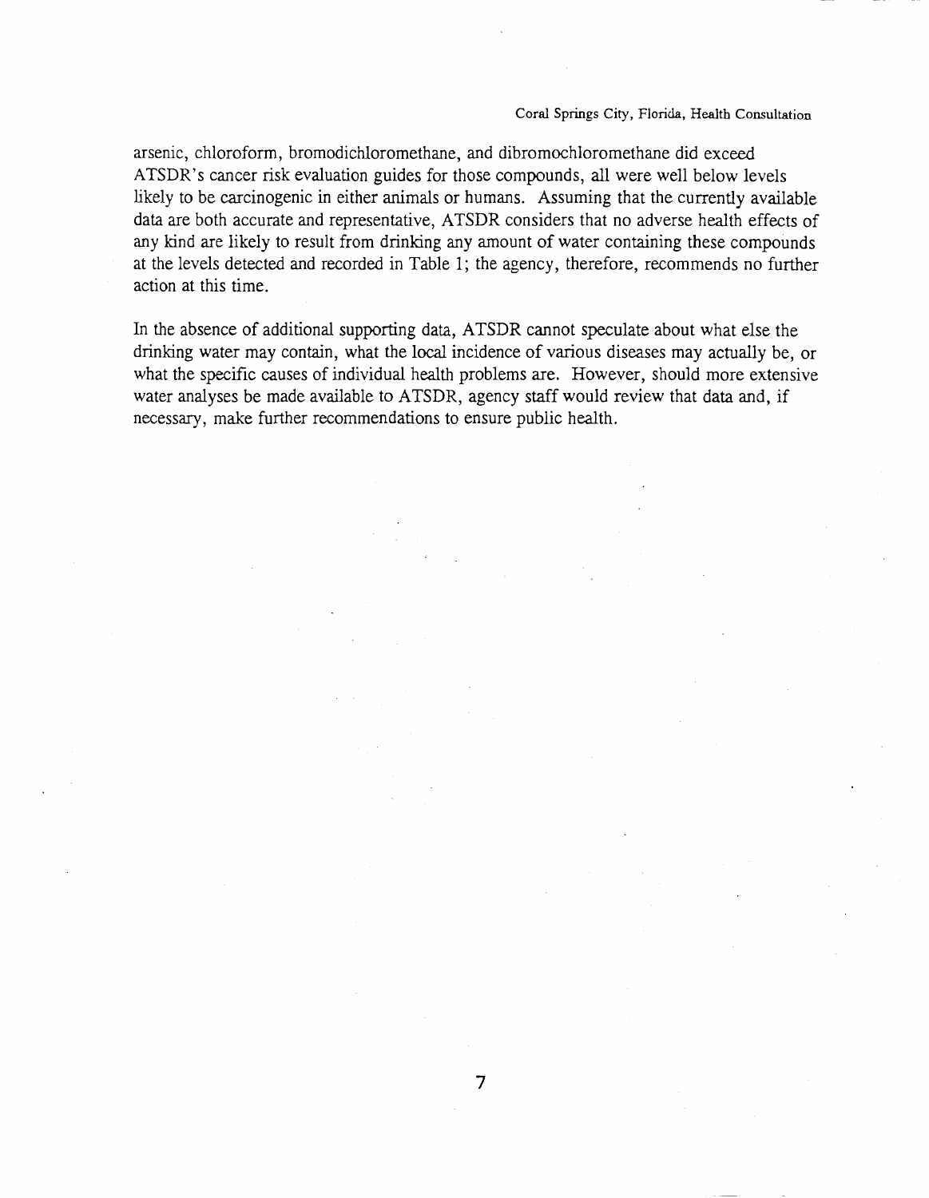arsenic, chloroform, bromodichloromethane, and dibromochloromethane did exceed ATSDR's cancer risk evaluation guides for those compounds, all were well below levels likely to be carcinogenic in either animals or humans. Assuming that the currently available data are both accurate and representative, ATSDR considers that no adverse health effects of any kind are likely to result from drinking any amount of water containing these compounds at the levels detected and recorded in Table 1; the agency, therefore, recommends no further action at this time.

In the absence of additional supporting data, ATSDR cannot speculate about what else the drinking water may contain, what the local incidence of various diseases may actually be, or what the specific causes of individual health problems are. However, should more extensive water analyses be made available to ATSDR, agency staff would review that data and, if necessary, make further recommendations to ensure public health.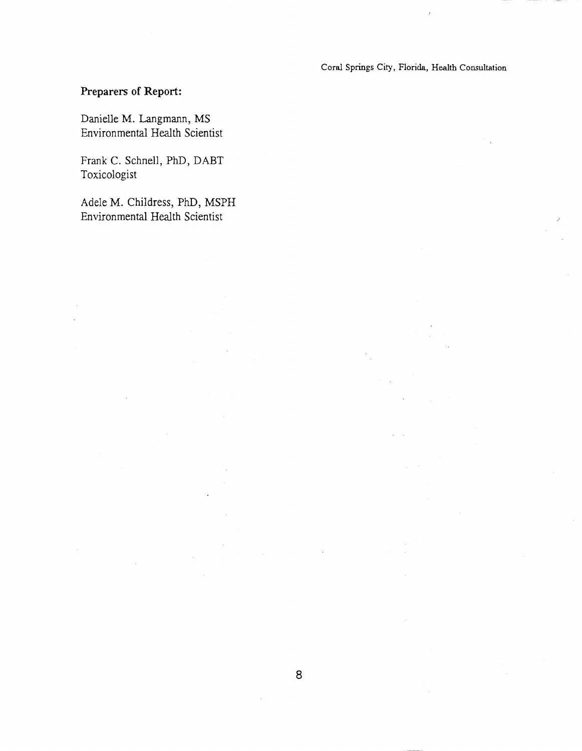**Preparers of Report:**

Danielle M. Langmann, MS
Environmental Health Scientist

Frank C. Schnell, PhD, DABT
Toxicologist

Adele M. Childress, PhD, MSPH
Environmental Health Scientist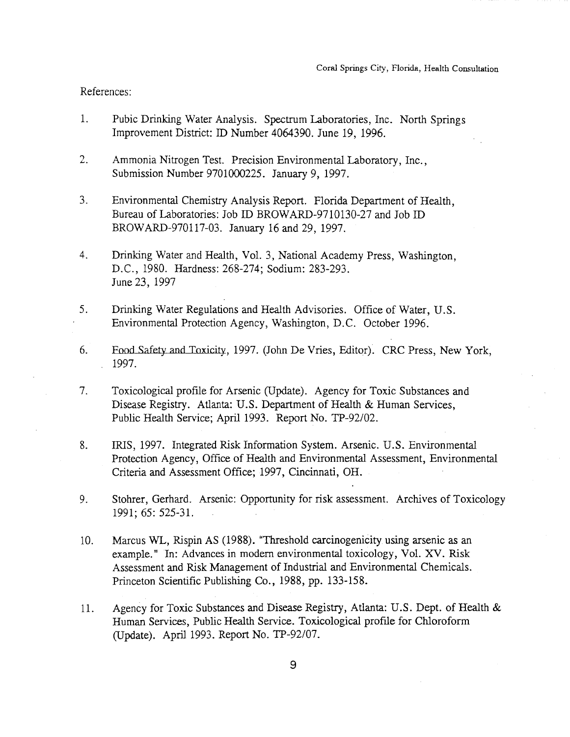References:

1. Pubic Drinking Water Analysis. Spectrum Laboratories, Inc. North Springs Improvement District: ID Number 4064390. June 19, 1996.

2. Ammonia Nitrogen Test. Precision Environmental Laboratory, Inc., Submission Number 9701000225. January 9, 1997.

3. Environmental Chemistry Analysis Report. Florida Department of Health, Bureau of Laboratories: Job ID BROWARD-9710130-27 and Job ID BROWARD-970117-03. January 16 and 29, 1997.

4. Drinking Water and Health, Vol. 3, National Academy Press, Washington, D.C., 1980. Hardness: 268-274; Sodium: 283-293. June 23, 1997

5. Drinking Water Regulations and Health Advisories. Office of Water, U.S. Environmental Protection Agency, Washington, D.C. October 1996.

6. Food Safety and Toxicity, 1997. (John De Vries, Editor). CRC Press, New York, 1997.

7. Toxicological profile for Arsenic (Update). Agency for Toxic Substances and Disease Registry. Atlanta: U.S. Department of Health & Human Services, Public Health Service; April 1993. Report No. TP-92/02.

8. IRIS, 1997. Integrated Risk Information System. Arsenic. U.S. Environmental Protection Agency, Office of Health and Environmental Assessment, Environmental Criteria and Assessment Office; 1997, Cincinnati, OH.

9. Stohrer, Gerhard. Arsenic: Opportunity for risk assessment. Archives of Toxicology 1991; 65: 525-31.

10. Marcus WL, Rispin AS (1988). "Threshold carcinogenicity using arsenic as an example." In: Advances in modern environmental toxicology, Vol. XV. Risk Assessment and Risk Management of Industrial and Environmental Chemicals. Princeton Scientific Publishing Co., 1988, pp. 133-158.

11. Agency for Toxic Substances and Disease Registry, Atlanta: U.S. Dept. of Health & Human Services, Public Health Service. Toxicological profile for Chloroform (Update). April 1993. Report No. TP-92/07.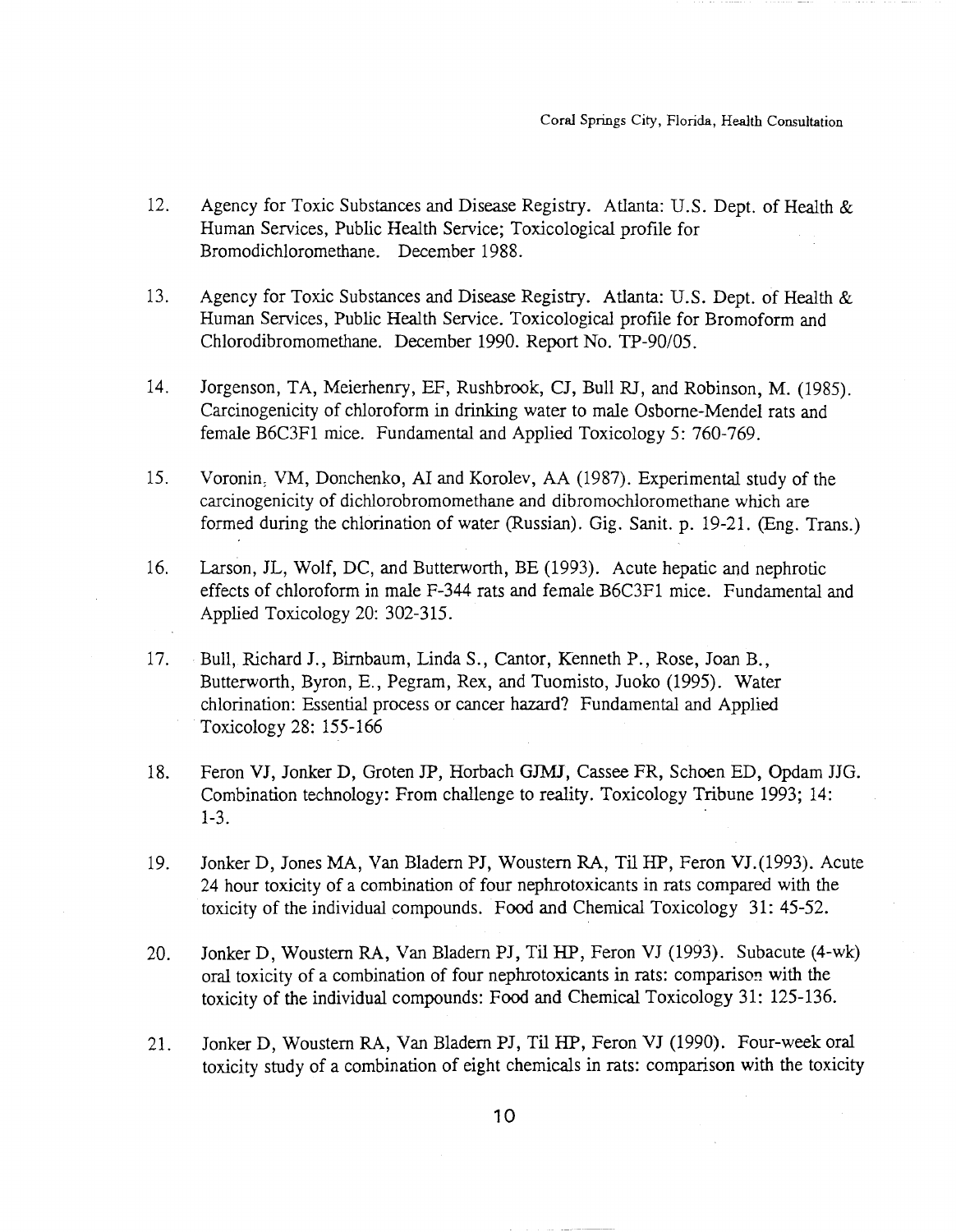12. Agency for Toxic Substances and Disease Registry. Atlanta: U.S. Dept. of Health & Human Services, Public Health Service; Toxicological profile for Bromodichloromethane. December 1988.

13. Agency for Toxic Substances and Disease Registry. Atlanta: U.S. Dept. of Health & Human Services, Public Health Service. Toxicological profile for Bromoform and Chlorodibromomethane. December 1990. Report No. TP-90/05.

14. Jorgenson, TA, Meierhenry, EF, Rushbrook, CJ, Bull RJ, and Robinson, M. (1985). Carcinogenicity of chloroform in drinking water to male Osborne-Mendel rats and female B6C3F1 mice. Fundamental and Applied Toxicology 5: 760-769.

15. Voronin, VM, Donchenko, AI and Korolev, AA (1987). Experimental study of the carcinogenicity of dichlorobromomethane and dibromochloromethane which are formed during the chlorination of water (Russian). Gig. Sanit. p. 19-21. (Eng. Trans.)

16. Larson, JL, Wolf, DC, and Butterworth, BE (1993). Acute hepatic and nephrotic effects of chloroform in male F-344 rats and female B6C3F1 mice. Fundamental and Applied Toxicology 20: 302-315.

17. Bull, Richard J., Birnbaum, Linda S., Cantor, Kenneth P., Rose, Joan B., Butterworth, Byron, E., Pegram, Rex, and Tuomisto, Juoko (1995). Water chlorination: Essential process or cancer hazard? Fundamental and Applied Toxicology 28: 155-166

18. Feron VJ, Jonker D, Groten JP, Horbach GJMJ, Cassee FR, Schoen ED, Opdam JJG. Combination technology: From challenge to reality. Toxicology Tribune 1993; 14: 1-3.

19. Jonker D, Jones MA, Van Bladern PJ, Woustern RA, Til HP, Feron VJ.(1993). Acute 24 hour toxicity of a combination of four nephrotoxicants in rats compared with the toxicity of the individual compounds. Food and Chemical Toxicology 31: 45-52.

20. Jonker D, Woustern RA, Van Bladern PJ, Til HP, Feron VJ (1993). Subacute (4-wk) oral toxicity of a combination of four nephrotoxicants in rats: comparison with the toxicity of the individual compounds: Food and Chemical Toxicology 31: 125-136.

21. Jonker D, Woustern RA, Van Bladern PJ, Til HP, Feron VJ (1990). Four-week oral toxicity study of a combination of eight chemicals in rats: comparison with the toxicity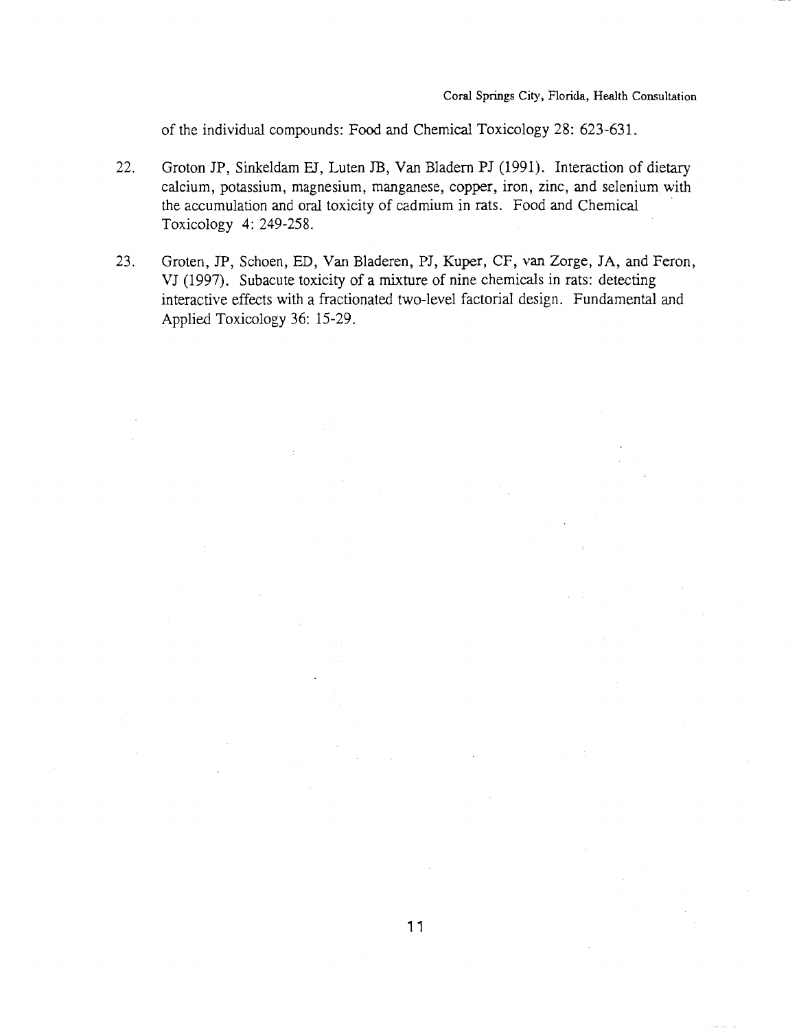of the individual compounds: Food and Chemical Toxicology 28: 623-631.

22. Groton JP, Sinkeldam EJ, Luten JB, Van Bladern PJ (1991). Interaction of dietary calcium, potassium, magnesium, manganese, copper, iron, zinc, and selenium with the accumulation and oral toxicity of cadmium in rats. Food and Chemical Toxicology 4: 249-258.

23. Groten, JP, Schoen, ED, Van Bladeren, PJ, Kuper, CF, van Zorge, JA, and Feron, VJ (1997). Subacute toxicity of a mixture of nine chemicals in rats: detecting interactive effects with a fractionated two-level factorial design. Fundamental and Applied Toxicology 36: 15-29.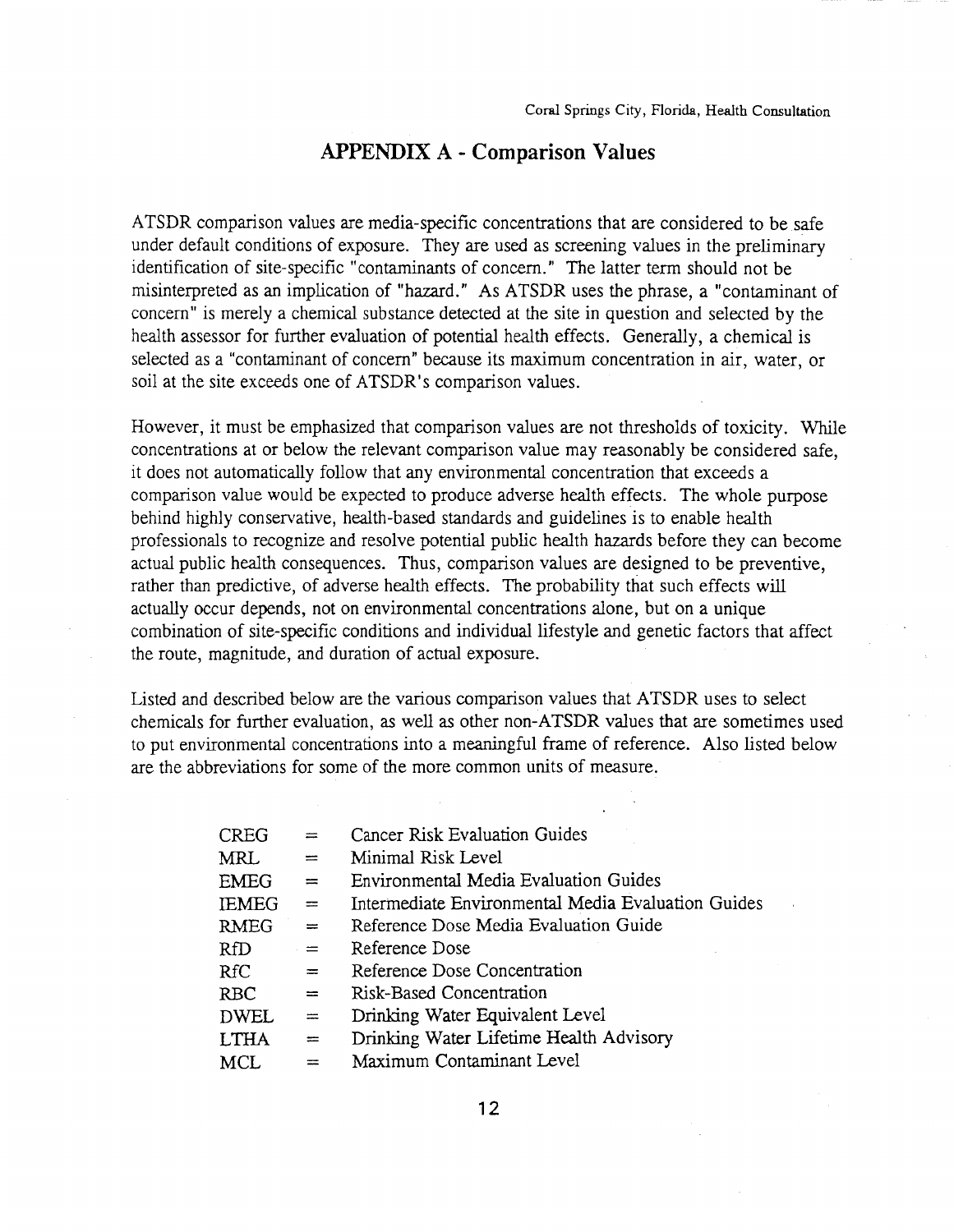## APPENDIX A - Comparison Values

ATSDR comparison values are media-specific concentrations that are considered to be safe under default conditions of exposure. They are used as screening values in the preliminary identification of site-specific "contaminants of concern." The latter term should not be misinterpreted as an implication of "hazard." As ATSDR uses the phrase, a "contaminant of concern" is merely a chemical substance detected at the site in question and selected by the health assessor for further evaluation of potential health effects. Generally, a chemical is selected as a "contaminant of concern" because its maximum concentration in air, water, or soil at the site exceeds one of ATSDR's comparison values.

However, it must be emphasized that comparison values are not thresholds of toxicity. While concentrations at or below the relevant comparison value may reasonably be considered safe, it does not automatically follow that any environmental concentration that exceeds a comparison value would be expected to produce adverse health effects. The whole purpose behind highly conservative, health-based standards and guidelines is to enable health professionals to recognize and resolve potential public health hazards before they can become actual public health consequences. Thus, comparison values are designed to be preventive, rather than predictive, of adverse health effects. The probability that such effects will actually occur depends, not on environmental concentrations alone, but on a unique combination of site-specific conditions and individual lifestyle and genetic factors that affect the route, magnitude, and duration of actual exposure.

Listed and described below are the various comparison values that ATSDR uses to select chemicals for further evaluation, as well as other non-ATSDR values that are sometimes used to put environmental concentrations into a meaningful frame of reference. Also listed below are the abbreviations for some of the more common units of measure.

CREG = Cancer Risk Evaluation Guides
MRL = Minimal Risk Level
EMEG = Environmental Media Evaluation Guides
IEMEG = Intermediate Environmental Media Evaluation Guides
RMEG = Reference Dose Media Evaluation Guide
RfD = Reference Dose
RfC = Reference Dose Concentration
RBC = Risk-Based Concentration
DWEL = Drinking Water Equivalent Level
LTHA = Drinking Water Lifetime Health Advisory
MCL = Maximum Contaminant Level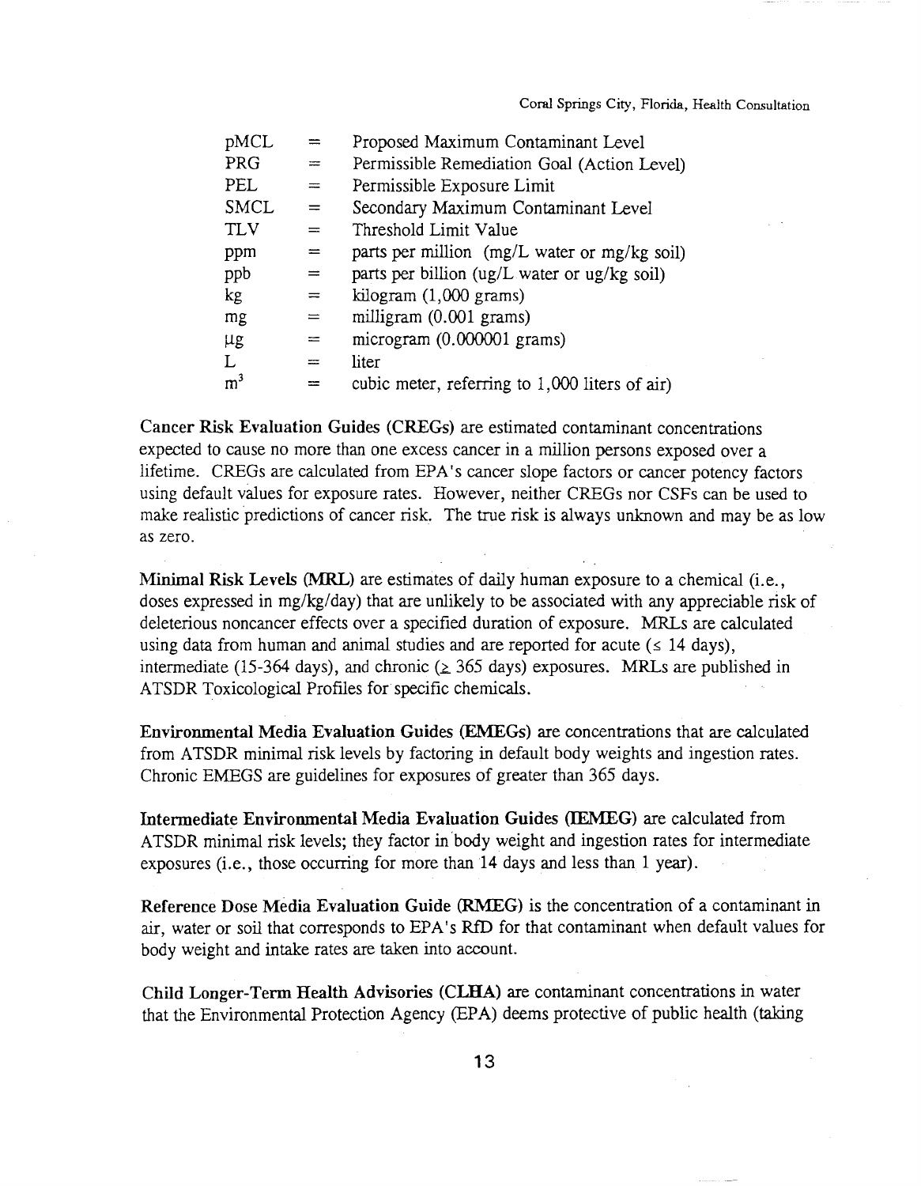| | | |
|---|---|---|
| pMCL | = | Proposed Maximum Contaminant Level |
| PRG | = | Permissible Remediation Goal (Action Level) |
| PEL | = | Permissible Exposure Limit |
| SMCL | = | Secondary Maximum Contaminant Level |
| TLV | = | Threshold Limit Value |
| ppm | = | parts per million (mg/L water or mg/kg soil) |
| ppb | = | parts per billion (ug/L water or ug/kg soil) |
| kg | = | kilogram (1,000 grams) |
| mg | = | milligram (0.001 grams) |
| µg | = | microgram (0.000001 grams) |
| L | = | liter |
| $m^3$ | = | cubic meter, referring to 1,000 liters of air) |

**Cancer Risk Evaluation Guides (CREGs)** are estimated contaminant concentrations expected to cause no more than one excess cancer in a million persons exposed over a lifetime. CREGs are calculated from EPA's cancer slope factors or cancer potency factors using default values for exposure rates. However, neither CREGs nor CSFs can be used to make realistic predictions of cancer risk. The true risk is always unknown and may be as low as zero.

**Minimal Risk Levels (MRL)** are estimates of daily human exposure to a chemical (i.e., doses expressed in mg/kg/day) that are unlikely to be associated with any appreciable risk of deleterious noncancer effects over a specified duration of exposure. MRLs are calculated using data from human and animal studies and are reported for acute (≤ 14 days), intermediate (15-364 days), and chronic (≥ 365 days) exposures. MRLs are published in ATSDR Toxicological Profiles for specific chemicals.

**Environmental Media Evaluation Guides (EMEGs)** are concentrations that are calculated from ATSDR minimal risk levels by factoring in default body weights and ingestion rates. Chronic EMEGS are guidelines for exposures of greater than 365 days.

**Intermediate Environmental Media Evaluation Guides (IEMEG)** are calculated from ATSDR minimal risk levels; they factor in body weight and ingestion rates for intermediate exposures (i.e., those occurring for more than 14 days and less than 1 year).

**Reference Dose Media Evaluation Guide (RMEG)** is the concentration of a contaminant in air, water or soil that corresponds to EPA's RfD for that contaminant when default values for body weight and intake rates are taken into account.

**Child Longer-Term Health Advisories (CLHA)** are contaminant concentrations in water that the Environmental Protection Agency (EPA) deems protective of public health (taking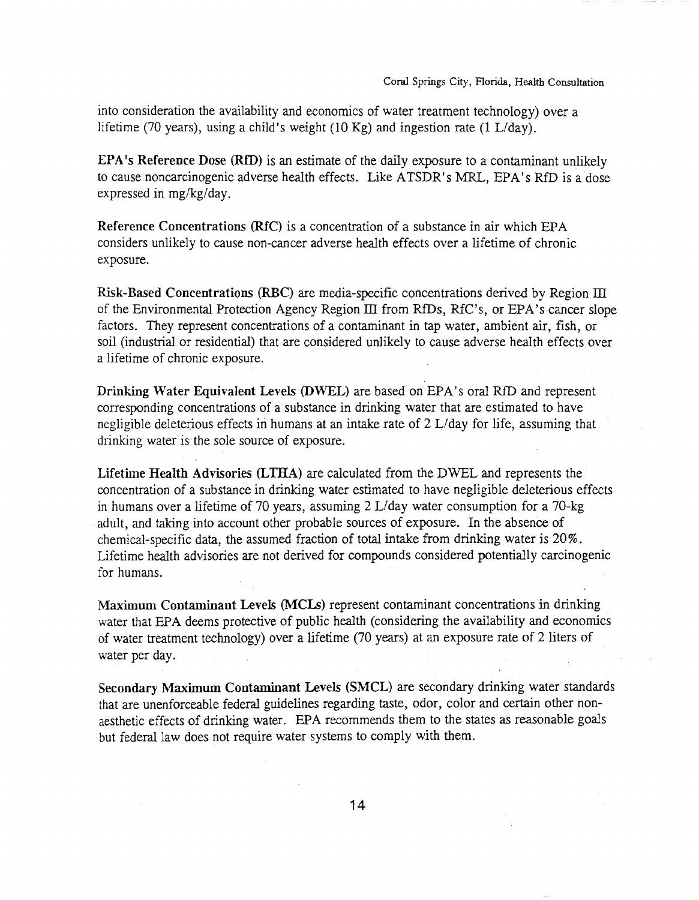into consideration the availability and economics of water treatment technology) over a lifetime (70 years), using a child's weight (10 Kg) and ingestion rate (1 L/day).

**EPA's Reference Dose (RfD)** is an estimate of the daily exposure to a contaminant unlikely to cause noncarcinogenic adverse health effects. Like ATSDR's MRL, EPA's RfD is a dose expressed in mg/kg/day.

**Reference Concentrations (RfC)** is a concentration of a substance in air which EPA considers unlikely to cause non-cancer adverse health effects over a lifetime of chronic exposure.

**Risk-Based Concentrations (RBC)** are media-specific concentrations derived by Region III of the Environmental Protection Agency Region III from RfDs, RfC's, or EPA's cancer slope factors. They represent concentrations of a contaminant in tap water, ambient air, fish, or soil (industrial or residential) that are considered unlikely to cause adverse health effects over a lifetime of chronic exposure.

**Drinking Water Equivalent Levels (DWEL)** are based on EPA's oral RfD and represent corresponding concentrations of a substance in drinking water that are estimated to have negligible deleterious effects in humans at an intake rate of 2 L/day for life, assuming that drinking water is the sole source of exposure.

**Lifetime Health Advisories (LTHA)** are calculated from the DWEL and represents the concentration of a substance in drinking water estimated to have negligible deleterious effects in humans over a lifetime of 70 years, assuming 2 L/day water consumption for a 70-kg adult, and taking into account other probable sources of exposure. In the absence of chemical-specific data, the assumed fraction of total intake from drinking water is 20%. Lifetime health advisories are not derived for compounds considered potentially carcinogenic for humans.

**Maximum Contaminant Levels (MCLs)** represent contaminant concentrations in drinking water that EPA deems protective of public health (considering the availability and economics of water treatment technology) over a lifetime (70 years) at an exposure rate of 2 liters of water per day.

**Secondary Maximum Contaminant Levels (SMCL)** are secondary drinking water standards that are unenforceable federal guidelines regarding taste, odor, color and certain other non-aesthetic effects of drinking water. EPA recommends them to the states as reasonable goals but federal law does not require water systems to comply with them.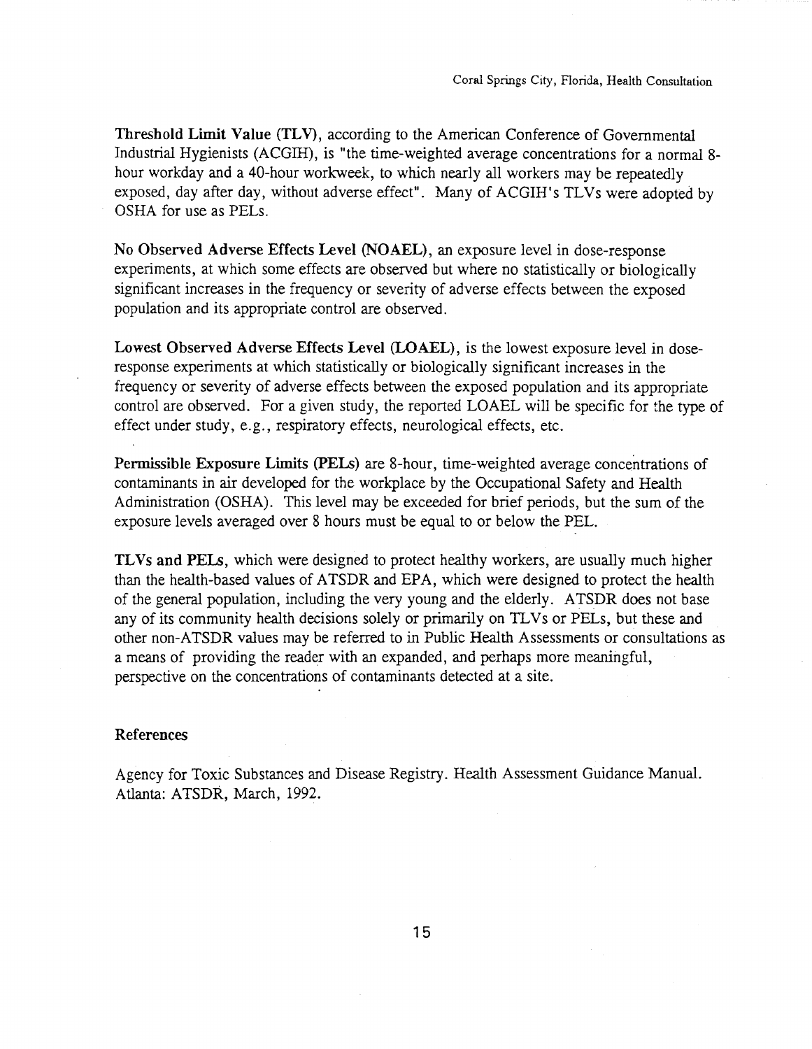**Threshold Limit Value (TLV)**, according to the American Conference of Governmental Industrial Hygienists (ACGIH), is "the time-weighted average concentrations for a normal 8-hour workday and a 40-hour workweek, to which nearly all workers may be repeatedly exposed, day after day, without adverse effect". Many of ACGIH's TLVs were adopted by OSHA for use as PELs.

**No Observed Adverse Effects Level (NOAEL)**, an exposure level in dose-response experiments, at which some effects are observed but where no statistically or biologically significant increases in the frequency or severity of adverse effects between the exposed population and its appropriate control are observed.

**Lowest Observed Adverse Effects Level (LOAEL)**, is the lowest exposure level in dose-response experiments at which statistically or biologically significant increases in the frequency or severity of adverse effects between the exposed population and its appropriate control are observed. For a given study, the reported LOAEL will be specific for the type of effect under study, e.g., respiratory effects, neurological effects, etc.

**Permissible Exposure Limits (PELs)** are 8-hour, time-weighted average concentrations of contaminants in air developed for the workplace by the Occupational Safety and Health Administration (OSHA). This level may be exceeded for brief periods, but the sum of the exposure levels averaged over 8 hours must be equal to or below the PEL.

**TLVs and PELs**, which were designed to protect healthy workers, are usually much higher than the health-based values of ATSDR and EPA, which were designed to protect the health of the general population, including the very young and the elderly. ATSDR does not base any of its community health decisions solely or primarily on TLVs or PELs, but these and other non-ATSDR values may be referred to in Public Health Assessments or consultations as a means of providing the reader with an expanded, and perhaps more meaningful, perspective on the concentrations of contaminants detected at a site.

## References

Agency for Toxic Substances and Disease Registry. Health Assessment Guidance Manual. Atlanta: ATSDR, March, 1992.